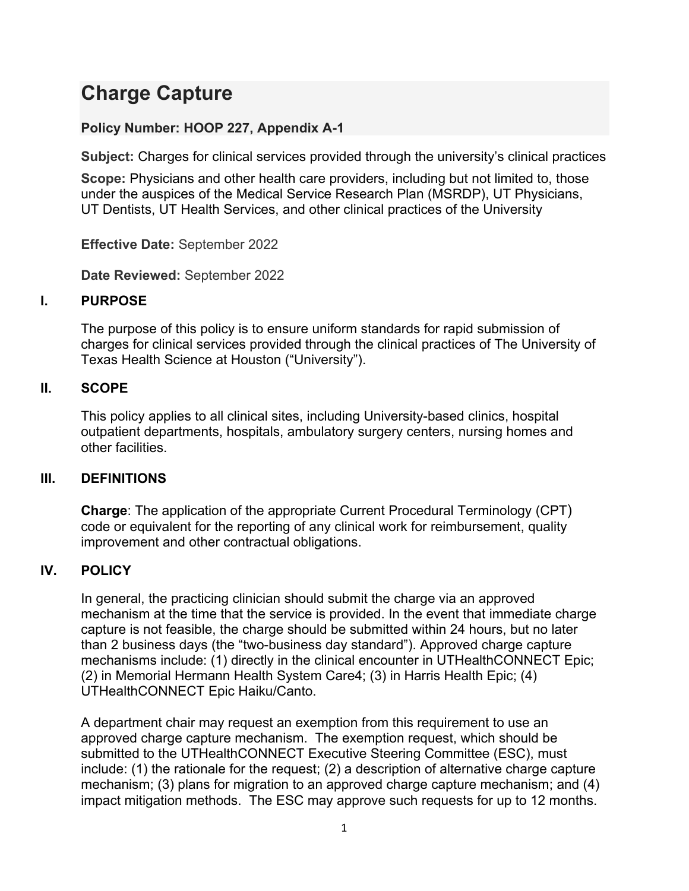# Charge Capture

**Policy Number: HOOP 227, Appendix A-1**

**Subject:** Charges for clinical services provided through the university's clinical practices

**Scope:** Physicians and other health care providers, including but not limited to, those under the auspices of the Medical Service Research Plan (MSRDP), UT Physicians, UT Dentists, UT Health Services, and other clinical practices of the University

**Effective Date:** September 2022

**Date Reviewed:** September 2022

## I. PURPOSE

The purpose of this policy is to ensure uniform standards for rapid submission of charges for clinical services provided through the clinical practices of The University of Texas Health Science at Houston ("University").

## II. SCOPE

This policy applies to all clinical sites, including University-based clinics, hospital outpatient departments, hospitals, ambulatory surgery centers, nursing homes and other facilities.

## III. DEFINITIONS

**Charge**: The application of the appropriate Current Procedural Terminology (CPT) code or equivalent for the reporting of any clinical work for reimbursement, quality improvement and other contractual obligations.

## IV. POLICY

In general, the practicing clinician should submit the charge via an approved mechanism at the time that the service is provided. In the event that immediate charge capture is not feasible, the charge should be submitted within 24 hours, but no later than 2 business days (the "two-business day standard"). Approved charge capture mechanisms include: (1) directly in the clinical encounter in UTHealthCONNECT Epic; (2) in Memorial Hermann Health System Care4; (3) in Harris Health Epic; (4) UTHealthCONNECT Epic Haiku/Canto.

A department chair may request an exemption from this requirement to use an approved charge capture mechanism. The exemption request, which should be submitted to the UTHealthCONNECT Executive Steering Committee (ESC), must include: (1) the rationale for the request; (2) a description of alternative charge capture mechanism; (3) plans for migration to an approved charge capture mechanism; and (4) impact mitigation methods. The ESC may approve such requests for up to 12 months.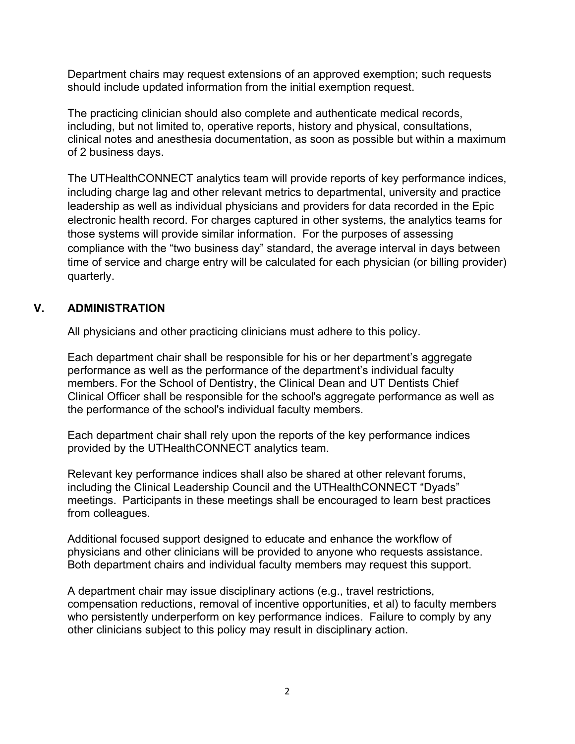Department chairs may request extensions of an approved exemption; such requests should include updated information from the initial exemption request.

The practicing clinician should also complete and authenticate medical records, including, but not limited to, operative reports, history and physical, consultations, clinical notes and anesthesia documentation, as soon as possible but within a maximum of 2 business days.

The UTHealthCONNECT analytics team will provide reports of key performance indices, including charge lag and other relevant metrics to departmental, university and practice leadership as well as individual physicians and providers for data recorded in the Epic electronic health record. For charges captured in other systems, the analytics teams for those systems will provide similar information. For the purposes of assessing compliance with the “two business day” standard, the average interval in days between time of service and charge entry will be calculated for each physician (or billing provider) quarterly.

## V. ADMINISTRATION

All physicians and other practicing clinicians must adhere to this policy.

Each department chair shall be responsible for his or her department’s aggregate performance as well as the performance of the department’s individual faculty members. For the School of Dentistry, the Clinical Dean and UT Dentists Chief Clinical Officer shall be responsible for the school's aggregate performance as well as the performance of the school's individual faculty members.

Each department chair shall rely upon the reports of the key performance indices provided by the UTHealthCONNECT analytics team.

Relevant key performance indices shall also be shared at other relevant forums, including the Clinical Leadership Council and the UTHealthCONNECT “Dyads” meetings. Participants in these meetings shall be encouraged to learn best practices from colleagues.

Additional focused support designed to educate and enhance the workflow of physicians and other clinicians will be provided to anyone who requests assistance. Both department chairs and individual faculty members may request this support.

A department chair may issue disciplinary actions (e.g., travel restrictions, compensation reductions, removal of incentive opportunities, et al) to faculty members who persistently underperform on key performance indices. Failure to comply by any other clinicians subject to this policy may result in disciplinary action.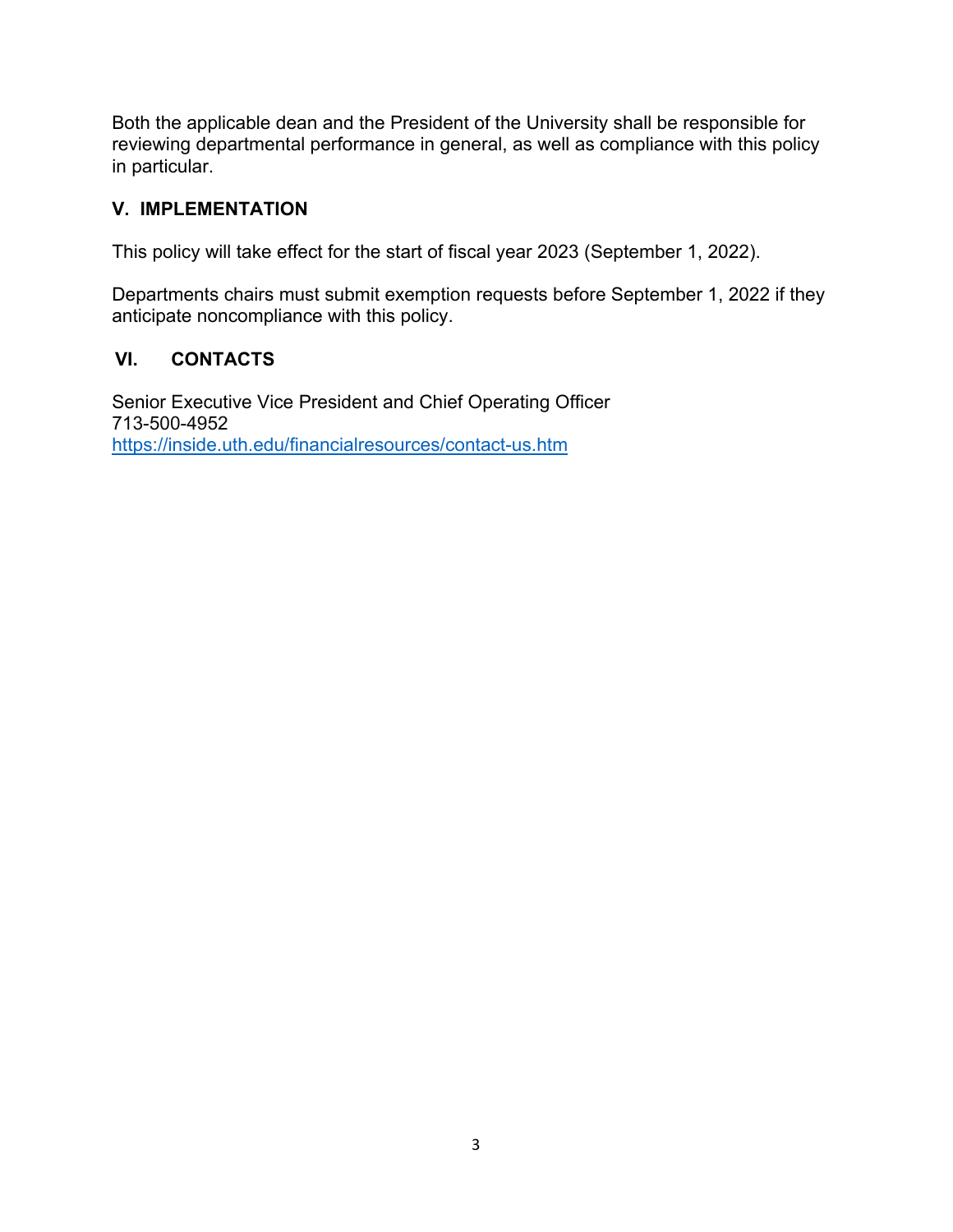Both the applicable dean and the President of the University shall be responsible for reviewing departmental performance in general, as well as compliance with this policy in particular.

## V. IMPLEMENTATION

This policy will take effect for the start of fiscal year 2023 (September 1, 2022).

Departments chairs must submit exemption requests before September 1, 2022 if they anticipate noncompliance with this policy.

## VI. CONTACTS

Senior Executive Vice President and Chief Operating Officer
713-500-4952
[https://inside.uth.edu/financialresources/contact-us.htm](https://inside.uth.edu/financialresources/contact-us.htm)